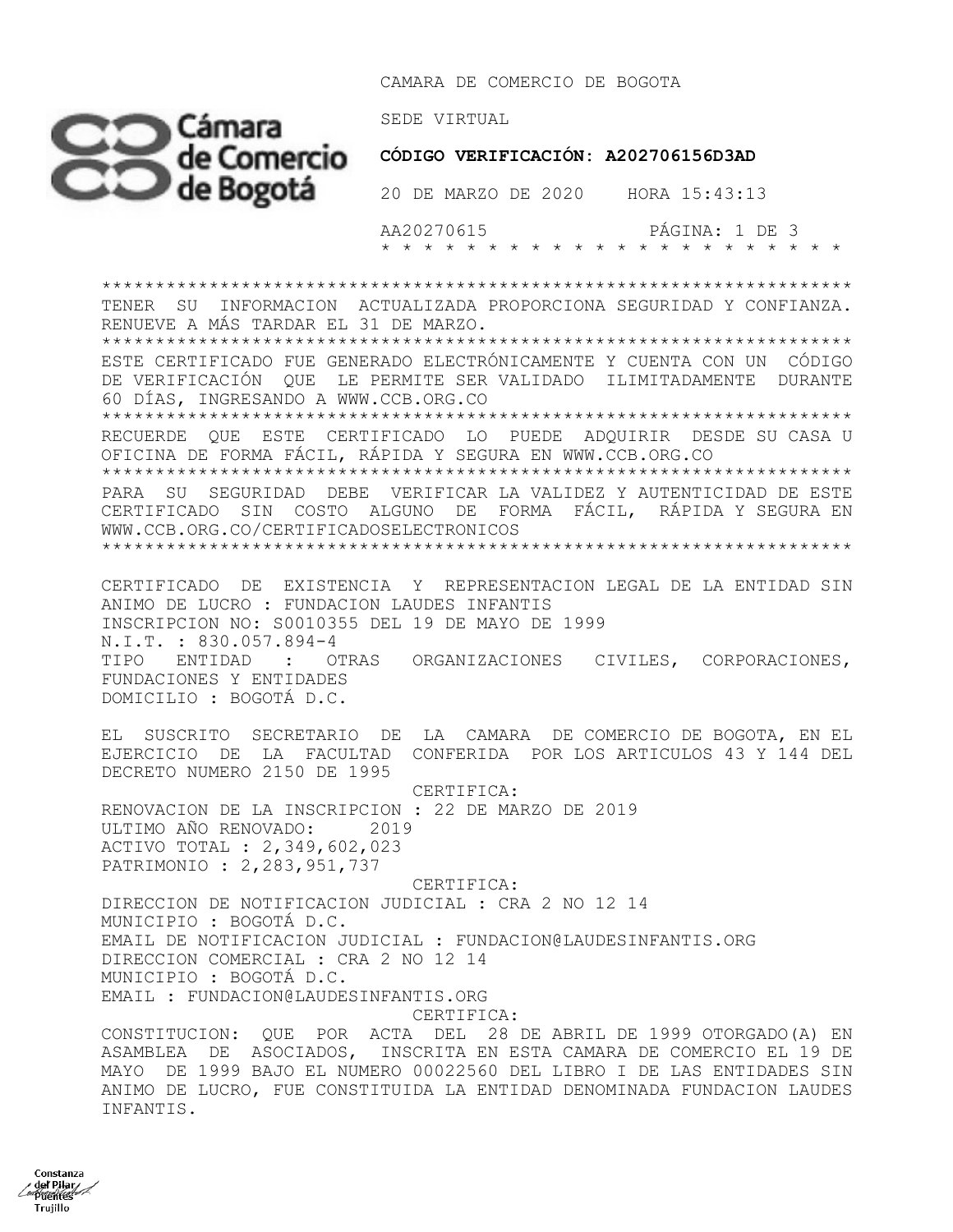CAMARA DE COMERCIO DE BOGOTA

SEDE VIRTUAL

**CÓDIGO VERIFICACIÓN: A202706156D3AD**

20 DE MARZO DE 2020    HORA 15:43:13

AA20270615

* * * * * * * * * * * * * * * * * * * * * * * * *

*******************************************************************

TENER SU INFORMACION ACTUALIZADA PROPORCIONA SEGURIDAD Y CONFIANZA. RENUEVE A MÁS TARDAR EL 31 DE MARZO.

*******************************************************************

ESTE CERTIFICADO FUE GENERADO ELECTRÓNICAMENTE Y CUENTA CON UN CÓDIGO DE VERIFICACIÓN QUE LE PERMITE SER VALIDADO ILIMITADAMENTE DURANTE 60 DÍAS, INGRESANDO A WWW.CCB.ORG.CO

*******************************************************************

RECUERDE QUE ESTE CERTIFICADO LO PUEDE ADQUIRIR DESDE SU CASA U OFICINA DE FORMA FÁCIL, RÁPIDA Y SEGURA EN WWW.CCB.ORG.CO

*******************************************************************

PARA SU SEGURIDAD DEBE VERIFICAR LA VALIDEZ Y AUTENTICIDAD DE ESTE CERTIFICADO SIN COSTO ALGUNO DE FORMA FÁCIL, RÁPIDA Y SEGURA EN WWW.CCB.ORG.CO/CERTIFICADOSELECTRONICOS

*******************************************************************

CERTIFICADO DE EXISTENCIA Y REPRESENTACION LEGAL DE LA ENTIDAD SIN ANIMO DE LUCRO : FUNDACION LAUDES INFANTIS
INSCRIPCION NO: S0010355 DEL 19 DE MAYO DE 1999
N.I.T. : 830.057.894-4
TIPO ENTIDAD : OTRAS ORGANIZACIONES CIVILES, CORPORACIONES, FUNDACIONES Y ENTIDADES
DOMICILIO : BOGOTÁ D.C.

EL SUSCRITO SECRETARIO DE LA CAMARA DE COMERCIO DE BOGOTA, EN EL EJERCICIO DE LA FACULTAD CONFERIDA POR LOS ARTICULOS 43 Y 144 DEL DECRETO NUMERO 2150 DE 1995

CERTIFICA:

RENOVACION DE LA INSCRIPCION : 22 DE MARZO DE 2019
ULTIMO AÑO RENOVADO: 2019
ACTIVO TOTAL : 2,349,602,023
PATRIMONIO : 2,283,951,737

CERTIFICA:

DIRECCION DE NOTIFICACION JUDICIAL : CRA 2 NO 12 14
MUNICIPIO : BOGOTÁ D.C.
EMAIL DE NOTIFICACION JUDICIAL : FUNDACION@LAUDESINFANTIS.ORG
DIRECCION COMERCIAL : CRA 2 NO 12 14
MUNICIPIO : BOGOTÁ D.C.
EMAIL : FUNDACION@LAUDESINFANTIS.ORG

CERTIFICA:

CONSTITUCION: QUE POR ACTA DEL 28 DE ABRIL DE 1999 OTORGADO(A) EN ASAMBLEA DE ASOCIADOS, INSCRITA EN ESTA CAMARA DE COMERCIO EL 19 DE MAYO DE 1999 BAJO EL NUMERO 00022560 DEL LIBRO I DE LAS ENTIDADES SIN ANIMO DE LUCRO, FUE CONSTITUIDA LA ENTIDAD DENOMINADA FUNDACION LAUDES INFANTIS.

Constanza del Pilar Puentes Trujillo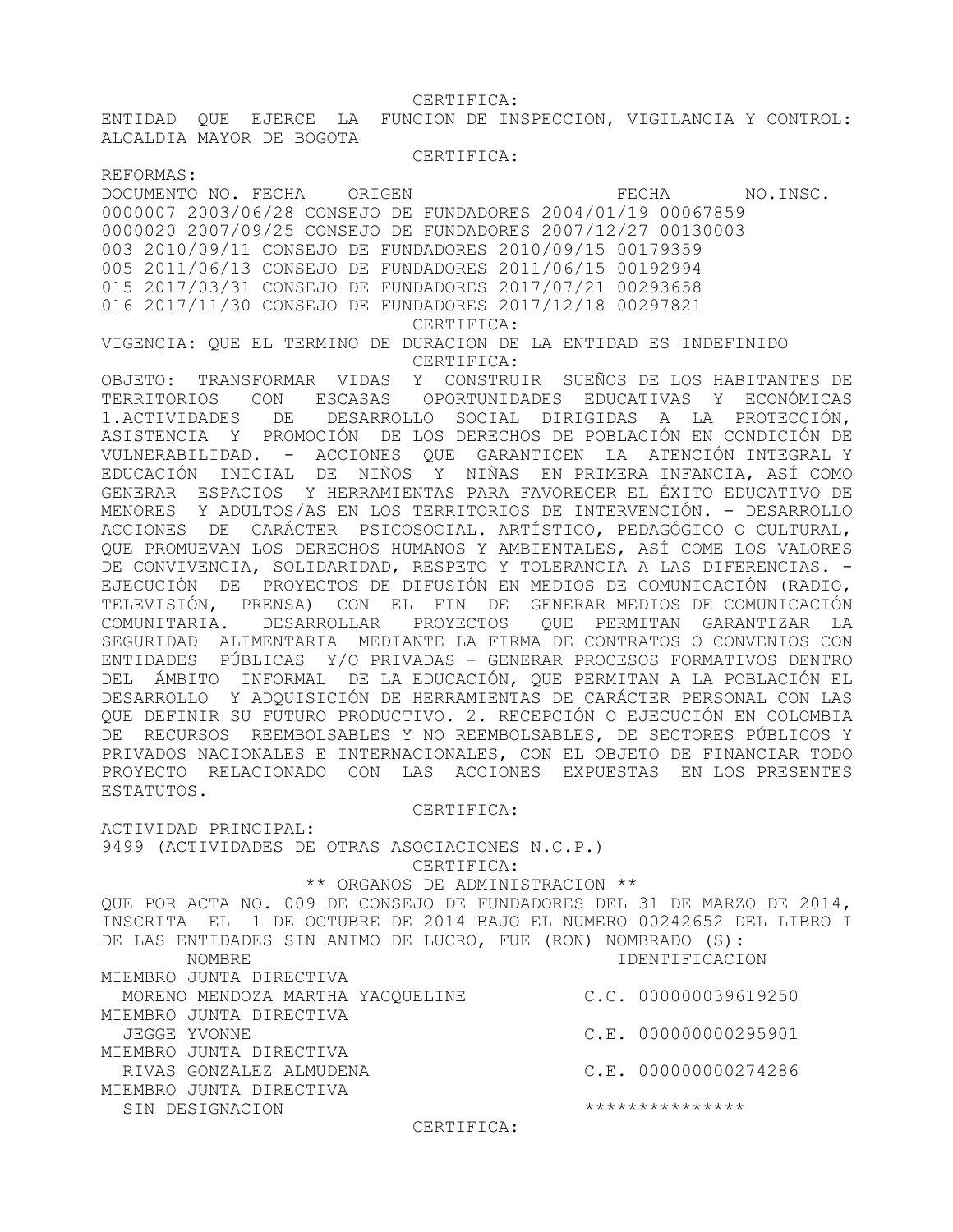CERTIFICA:

ENTIDAD QUE EJERCE LA FUNCION DE INSPECCION, VIGILANCIA Y CONTROL: ALCALDIA MAYOR DE BOGOTA

CERTIFICA:

REFORMAS:

| DOCUMENTO NO. | FECHA | ORIGEN | FECHA | NO.INSC. |
|---|---|---|---|---|
| 0000007 | 2003/06/28 | CONSEJO DE FUNDADORES | 2004/01/19 | 00067859 |
| 0000020 | 2007/09/25 | CONSEJO DE FUNDADORES | 2007/12/27 | 00130003 |
| 003 | 2010/09/11 | CONSEJO DE FUNDADORES | 2010/09/15 | 00179359 |
| 005 | 2011/06/13 | CONSEJO DE FUNDADORES | 2011/06/15 | 00192994 |
| 015 | 2017/03/31 | CONSEJO DE FUNDADORES | 2017/07/21 | 00293658 |
| 016 | 2017/11/30 | CONSEJO DE FUNDADORES | 2017/12/18 | 00297821 |

CERTIFICA:

VIGENCIA: QUE EL TERMINO DE DURACION DE LA ENTIDAD ES INDEFINIDO

CERTIFICA:

OBJETO: TRANSFORMAR VIDAS Y CONSTRUIR SUEÑOS DE LOS HABITANTES DE TERRITORIOS CON ESCASAS OPORTUNIDADES EDUCATIVAS Y ECONÓMICAS 1.ACTIVIDADES DE DESARROLLO SOCIAL DIRIGIDAS A LA PROTECCIÓN, ASISTENCIA Y PROMOCIÓN DE LOS DERECHOS DE POBLACIÓN EN CONDICIÓN DE VULNERABILIDAD. - ACCIONES QUE GARANTICEN LA ATENCIÓN INTEGRAL Y EDUCACIÓN INICIAL DE NIÑOS Y NIÑAS EN PRIMERA INFANCIA, ASÍ COMO GENERAR ESPACIOS Y HERRAMIENTAS PARA FAVORECER EL ÉXITO EDUCATIVO DE MENORES Y ADULTOS/AS EN LOS TERRITORIOS DE INTERVENCIÓN. - DESARROLLO ACCIONES DE CARÁCTER PSICOSOCIAL. ARTÍSTICO, PEDAGÓGICO O CULTURAL, QUE PROMUEVAN LOS DERECHOS HUMANOS Y AMBIENTALES, ASÍ COME LOS VALORES DE CONVIVENCIA, SOLIDARIDAD, RESPETO Y TOLERANCIA A LAS DIFERENCIAS. - EJECUCIÓN DE PROYECTOS DE DIFUSIÓN EN MEDIOS DE COMUNICACIÓN (RADIO, TELEVISIÓN, PRENSA) CON EL FIN DE GENERAR MEDIOS DE COMUNICACIÓN COMUNITARIA. DESARROLLAR PROYECTOS QUE PERMITAN GARANTIZAR LA SEGURIDAD ALIMENTARIA MEDIANTE LA FIRMA DE CONTRATOS O CONVENIOS CON ENTIDADES PÚBLICAS Y/O PRIVADAS - GENERAR PROCESOS FORMATIVOS DENTRO DEL ÁMBITO INFORMAL DE LA EDUCACIÓN, QUE PERMITAN A LA POBLACIÓN EL DESARROLLO Y ADQUISICIÓN DE HERRAMIENTAS DE CARÁCTER PERSONAL CON LAS QUE DEFINIR SU FUTURO PRODUCTIVO. 2. RECEPCIÓN O EJECUCIÓN EN COLOMBIA DE RECURSOS REEMBOLSABLES Y NO REEMBOLSABLES, DE SECTORES PÚBLICOS Y PRIVADOS NACIONALES E INTERNACIONALES, CON EL OBJETO DE FINANCIAR TODO PROYECTO RELACIONADO CON LAS ACCIONES EXPUESTAS EN LOS PRESENTES ESTATUTOS.

CERTIFICA:

ACTIVIDAD PRINCIPAL:

9499 (ACTIVIDADES DE OTRAS ASOCIACIONES N.C.P.)

CERTIFICA:

** ORGANOS DE ADMINISTRACION **

QUE POR ACTA NO. 009 DE CONSEJO DE FUNDADORES DEL 31 DE MARZO DE 2014, INSCRITA EL 1 DE OCTUBRE DE 2014 BAJO EL NUMERO 00242652 DEL LIBRO I DE LAS ENTIDADES SIN ANIMO DE LUCRO, FUE (RON) NOMBRADO (S):

| NOMBRE | IDENTIFICACION |
|---|---|
| MIEMBRO JUNTA DIRECTIVA | |
| MORENO MENDOZA MARTHA YACQUELINE | C.C. 000000039619250 |
| MIEMBRO JUNTA DIRECTIVA | |
| JEGGE YVONNE | C.E. 000000000295901 |
| MIEMBRO JUNTA DIRECTIVA | |
| RIVAS GONZALEZ ALMUDENA | C.E. 000000000274286 |
| MIEMBRO JUNTA DIRECTIVA | |
| SIN DESIGNACION | *************** |

CERTIFICA: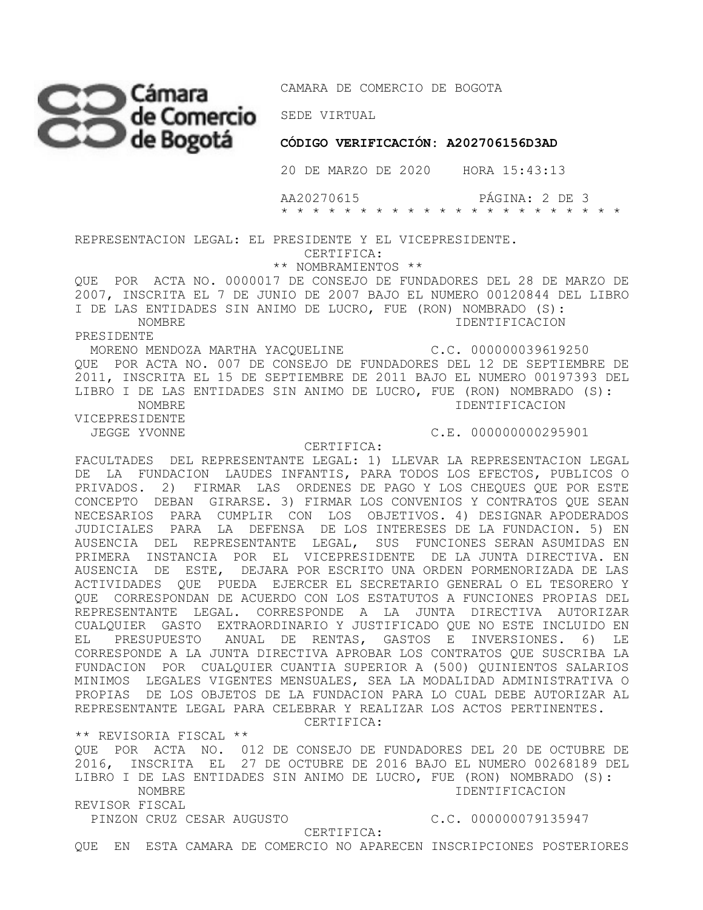REPRESENTACION LEGAL: EL PRESIDENTE Y EL VICEPRESIDENTE.

CERTIFICA:

** NOMBRAMIENTOS **

QUE POR ACTA NO. 0000017 DE CONSEJO DE FUNDADORES DEL 28 DE MARZO DE 2007, INSCRITA EL 7 DE JUNIO DE 2007 BAJO EL NUMERO 00120844 DEL LIBRO I DE LAS ENTIDADES SIN ANIMO DE LUCRO, FUE (RON) NOMBRADO (S):

| NOMBRE | IDENTIFICACION |
|---|---|
| PRESIDENTE | |
| MORENO MENDOZA MARTHA YACQUELINE | C.C. 000000039619250 |

QUE POR ACTA NO. 007 DE CONSEJO DE FUNDADORES DEL 12 DE SEPTIEMBRE DE 2011, INSCRITA EL 15 DE SEPTIEMBRE DE 2011 BAJO EL NUMERO 00197393 DEL LIBRO I DE LAS ENTIDADES SIN ANIMO DE LUCRO, FUE (RON) NOMBRADO (S):

| NOMBRE | IDENTIFICACION |
|---|---|
| VICEPRESIDENTE | |
| JEGGE YVONNE | C.E. 000000000295901 |

CERTIFICA:

FACULTADES DEL REPRESENTANTE LEGAL: 1) LLEVAR LA REPRESENTACION LEGAL DE LA FUNDACION LAUDES INFANTIS, PARA TODOS LOS EFECTOS, PUBLICOS O PRIVADOS. 2) FIRMAR LAS ORDENES DE PAGO Y LOS CHEQUES QUE POR ESTE CONCEPTO DEBAN GIRARSE. 3) FIRMAR LOS CONVENIOS Y CONTRATOS QUE SEAN NECESARIOS PARA CUMPLIR CON LOS OBJETIVOS. 4) DESIGNAR APODERADOS JUDICIALES PARA LA DEFENSA DE LOS INTERESES DE LA FUNDACION. 5) EN AUSENCIA DEL REPRESENTANTE LEGAL, SUS FUNCIONES SERAN ASUMIDAS EN PRIMERA INSTANCIA POR EL VICEPRESIDENTE DE LA JUNTA DIRECTIVA. EN AUSENCIA DE ESTE, DEJARA POR ESCRITO UNA ORDEN PORMENORIZADA DE LAS ACTIVIDADES QUE PUEDA EJERCER EL SECRETARIO GENERAL O EL TESORERO Y QUE CORRESPONDAN DE ACUERDO CON LOS ESTATUTOS A FUNCIONES PROPIAS DEL REPRESENTANTE LEGAL. CORRESPONDE A LA JUNTA DIRECTIVA AUTORIZAR CUALQUIER GASTO EXTRAORDINARIO Y JUSTIFICADO QUE NO ESTE INCLUIDO EN EL PRESUPUESTO ANUAL DE RENTAS, GASTOS E INVERSIONES. 6) LE CORRESPONDE A LA JUNTA DIRECTIVA APROBAR LOS CONTRATOS QUE SUSCRIBA LA FUNDACION POR CUALQUIER CUANTIA SUPERIOR A (500) QUINIENTOS SALARIOS MINIMOS LEGALES VIGENTES MENSUALES, SEA LA MODALIDAD ADMINISTRATIVA O PROPIAS DE LOS OBJETOS DE LA FUNDACION PARA LO CUAL DEBE AUTORIZAR AL REPRESENTANTE LEGAL PARA CELEBRAR Y REALIZAR LOS ACTOS PERTINENTES.

CERTIFICA:

** REVISORIA FISCAL **

QUE POR ACTA NO. 012 DE CONSEJO DE FUNDADORES DEL 20 DE OCTUBRE DE 2016, INSCRITA EL 27 DE OCTUBRE DE 2016 BAJO EL NUMERO 00268189 DEL LIBRO I DE LAS ENTIDADES SIN ANIMO DE LUCRO, FUE (RON) NOMBRADO (S):

| NOMBRE | IDENTIFICACION |
|---|---|
| REVISOR FISCAL | |
| PINZON CRUZ CESAR AUGUSTO | C.C. 000000079135947 |

CERTIFICA:

QUE EN ESTA CAMARA DE COMERCIO NO APARECEN INSCRIPCIONES POSTERIORES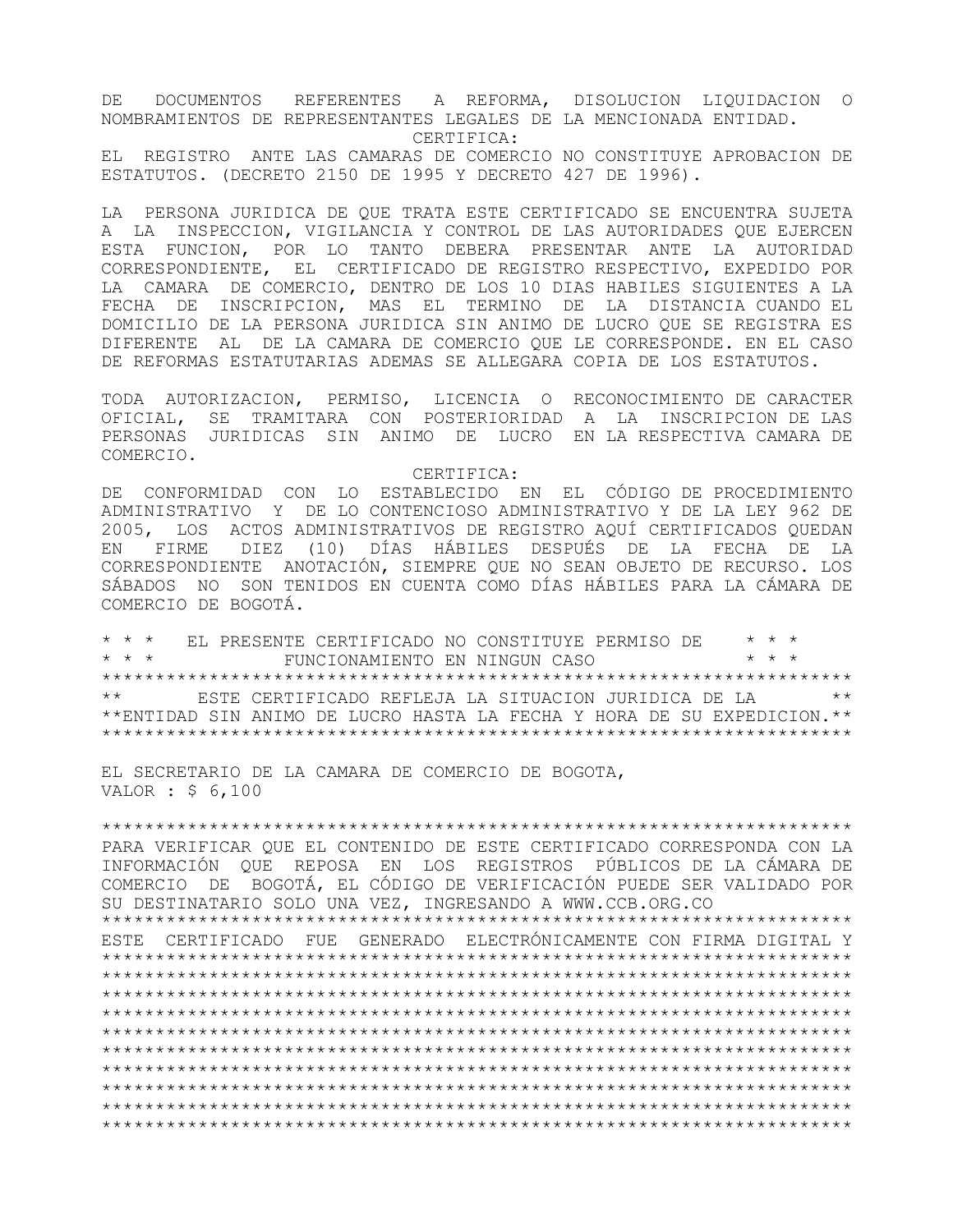DE DOCUMENTOS REFERENTES A REFORMA, DISOLUCION LIQUIDACION O NOMBRAMIENTOS DE REPRESENTANTES LEGALES DE LA MENCIONADA ENTIDAD.

CERTIFICA:

EL REGISTRO ANTE LAS CAMARAS DE COMERCIO NO CONSTITUYE APROBACION DE ESTATUTOS. (DECRETO 2150 DE 1995 Y DECRETO 427 DE 1996).

LA PERSONA JURIDICA DE QUE TRATA ESTE CERTIFICADO SE ENCUENTRA SUJETA A LA INSPECCION, VIGILANCIA Y CONTROL DE LAS AUTORIDADES QUE EJERCEN ESTA FUNCION, POR LO TANTO DEBERA PRESENTAR ANTE LA AUTORIDAD CORRESPONDIENTE, EL CERTIFICADO DE REGISTRO RESPECTIVO, EXPEDIDO POR LA CAMARA DE COMERCIO, DENTRO DE LOS 10 DIAS HABILES SIGUIENTES A LA FECHA DE INSCRIPCION, MAS EL TERMINO DE LA DISTANCIA CUANDO EL DOMICILIO DE LA PERSONA JURIDICA SIN ANIMO DE LUCRO QUE SE REGISTRA ES DIFERENTE AL DE LA CAMARA DE COMERCIO QUE LE CORRESPONDE. EN EL CASO DE REFORMAS ESTATUTARIAS ADEMAS SE ALLEGARA COPIA DE LOS ESTATUTOS.

TODA AUTORIZACION, PERMISO, LICENCIA O RECONOCIMIENTO DE CARACTER OFICIAL, SE TRAMITARA CON POSTERIORIDAD A LA INSCRIPCION DE LAS PERSONAS JURIDICAS SIN ANIMO DE LUCRO EN LA RESPECTIVA CAMARA DE COMERCIO.

CERTIFICA:

DE CONFORMIDAD CON LO ESTABLECIDO EN EL CÓDIGO DE PROCEDIMIENTO ADMINISTRATIVO Y DE LO CONTENCIOSO ADMINISTRATIVO Y DE LA LEY 962 DE 2005, LOS ACTOS ADMINISTRATIVOS DE REGISTRO AQUÍ CERTIFICADOS QUEDAN EN FIRME DIEZ (10) DÍAS HÁBILES DESPUÉS DE LA FECHA DE LA CORRESPONDIENTE ANOTACIÓN, SIEMPRE QUE NO SEAN OBJETO DE RECURSO. LOS SÁBADOS NO SON TENIDOS EN CUENTA COMO DÍAS HÁBILES PARA LA CÁMARA DE COMERCIO DE BOGOTÁ.

\* \* \* EL PRESENTE CERTIFICADO NO CONSTITUYE PERMISO DE \* \* \*
\* \* \* FUNCIONAMIENTO EN NINGUN CASO \* \* \*

**********************************************************************
** ESTE CERTIFICADO REFLEJA LA SITUACION JURIDICA DE LA **
**ENTIDAD SIN ANIMO DE LUCRO HASTA LA FECHA Y HORA DE SU EXPEDICION.**
**********************************************************************

EL SECRETARIO DE LA CAMARA DE COMERCIO DE BOGOTA,
VALOR : $ 6,100

**********************************************************************
PARA VERIFICAR QUE EL CONTENIDO DE ESTE CERTIFICADO CORRESPONDA CON LA INFORMACIÓN QUE REPOSA EN LOS REGISTROS PÚBLICOS DE LA CÁMARA DE COMERCIO DE BOGOTÁ, EL CÓDIGO DE VERIFICACIÓN PUEDE SER VALIDADO POR SU DESTINATARIO SOLO UNA VEZ, INGRESANDO A WWW.CCB.ORG.CO
**********************************************************************
ESTE CERTIFICADO FUE GENERADO ELECTRÓNICAMENTE CON FIRMA DIGITAL Y
**********************************************************************
**********************************************************************
**********************************************************************
**********************************************************************
**********************************************************************
**********************************************************************
**********************************************************************
**********************************************************************
**********************************************************************
**********************************************************************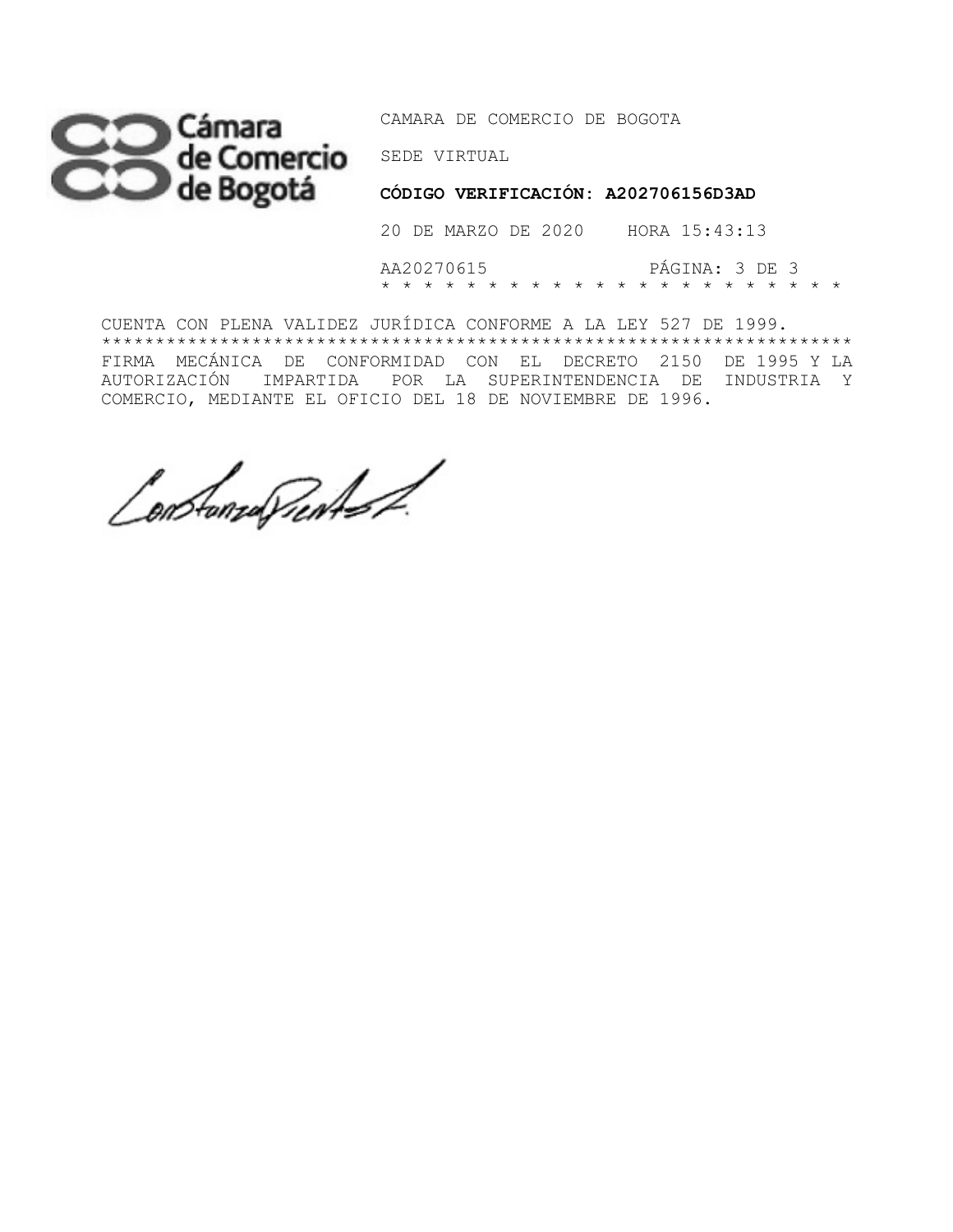CUENTA CON PLENA VALIDEZ JURÍDICA CONFORME A LA LEY 527 DE 1999.

\*\*\*\*\*\*\*\*\*\*\*\*\*\*\*\*\*\*\*\*\*\*\*\*\*\*\*\*\*\*\*\*\*\*\*\*\*\*\*\*\*\*\*\*\*\*\*\*\*\*\*\*\*\*\*\*\*\*\*\*\*\*\*\*\*\*\*\*\*\*\*\*

FIRMA MECÁNICA DE CONFORMIDAD CON EL DECRETO 2150 DE 1995 Y LA AUTORIZACIÓN IMPARTIDA POR LA SUPERINTENDENCIA DE INDUSTRIA Y COMERCIO, MEDIANTE EL OFICIO DEL 18 DE NOVIEMBRE DE 1996.